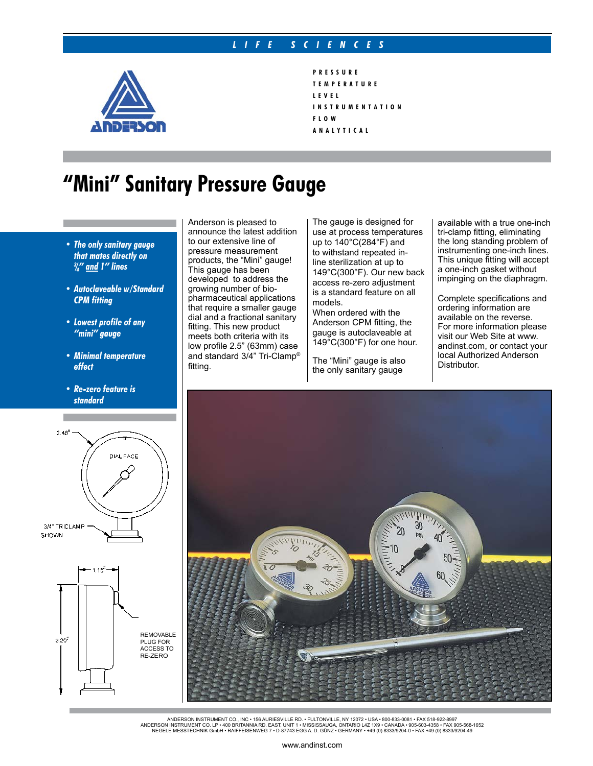LIFE SCIENCES

PRESSURE
TEMPERATURE
LEVEL
INSTRUMENTATION
FLOW
ANALYTICAL

# "Mini" Sanitary Pressure Gauge

- ***The only sanitary gauge that mates directly on ¾" and 1" lines***
- ***Autoclaveable w/Standard CPM fitting***
- ***Lowest profile of any "mini" gauge***
- ***Minimal temperature effect***
- ***Re-zero feature is standard***

Anderson is pleased to announce the latest addition to our extensive line of pressure measurement products, the "Mini" gauge! This gauge has been developed to address the growing number of bio-pharmaceutical applications that require a smaller gauge dial and a fractional sanitary fitting. This new product meets both criteria with its low profile 2.5" (63mm) case and standard 3/4" Tri-Clamp® fitting.

The gauge is designed for use at process temperatures up to 140°C(284°F) and to withstand repeated in-line sterilization at up to 149°C(300°F). Our new back access re-zero adjustment is a standard feature on all models.
When ordered with the Anderson CPM fitting, the gauge is autoclaveable at 149°C(300°F) for one hour.

The "Mini" gauge is also the only sanitary gauge available with a true one-inch tri-clamp fitting, eliminating the long standing problem of instrumenting one-inch lines. This unique fitting will accept a one-inch gasket without impinging on the diaphragm.

Complete specifications and ordering information are available on the reverse. For more information please visit our Web Site at www.andinst.com, or contact your local Authorized Anderson Distributor.

2.48"
DIAL FACE
3/4" TRICLAMP SHOWN

1.15"
3.20"
REMOVABLE PLUG FOR ACCESS TO RE-ZERO

ANDERSON INSTRUMENT CO., INC • 156 AURIESVILLE RD. • FULTONVILLE, NY 12072 • USA • 800-833-0081 • FAX 518-922-8997
ANDERSON INSTRUMENT CO. LP • 400 BRITANNIA RD. EAST, UNIT 1 • MISSISSAUGA, ONTARIO L4Z 1X9 • CANADA • 905-603-4358 • FAX 905-568-1652
NEGELE MESSTECHNIK GmbH • RAIFFEISENWEG 7 • D-87743 EGG A. D. GÜNZ • GERMANY • +49 (0) 8333/9204-0 • FAX +49 (0) 8333/9204-49

www.andinst.com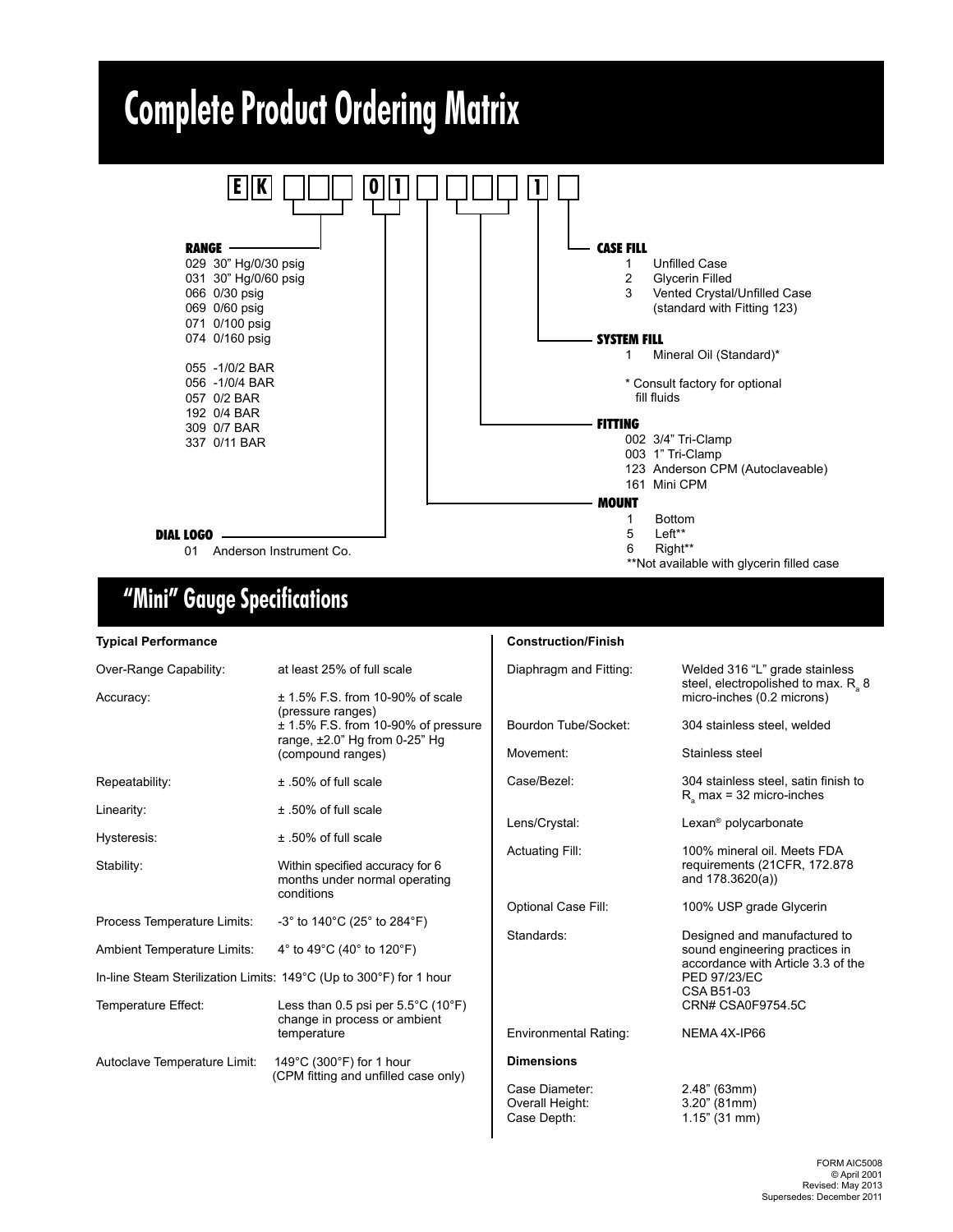# Complete Product Ordering Matrix

E K ☐☐☐ 0 1 ☐ ☐☐☐ 1 ☐

**RANGE**

- 029 30" Hg/0/30 psig
- 031 30" Hg/0/60 psig
- 066 0/30 psig
- 069 0/60 psig
- 071 0/100 psig
- 074 0/160 psig

- 055 -1/0/2 BAR
- 056 -1/0/4 BAR
- 057 0/2 BAR
- 192 0/4 BAR
- 309 0/7 BAR
- 337 0/11 BAR

**DIAL LOGO**

- 01 Anderson Instrument Co.

**CASE FILL**

- 1 Unfilled Case
- 2 Glycerin Filled
- 3 Vented Crystal/Unfilled Case (standard with Fitting 123)

**SYSTEM FILL**

- 1 Mineral Oil (Standard)*

\* Consult factory for optional fill fluids

**FITTING**

- 002 3/4" Tri-Clamp
- 003 1" Tri-Clamp
- 123 Anderson CPM (Autoclaveable)
- 161 Mini CPM

**MOUNT**

- 1 Bottom
- 5 Left**
- 6 Right**

\*\*Not available with glycerin filled case

# "Mini" Gauge Specifications

### Typical Performance

| | |
|---|---|
| Over-Range Capability: | at least 25% of full scale |
| Accuracy: | ± 1.5% F.S. from 10-90% of scale (pressure ranges)<br>± 1.5% F.S. from 10-90% of pressure range, ±2.0" Hg from 0-25" Hg (compound ranges) |
| Repeatability: | ± .50% of full scale |
| Linearity: | ± .50% of full scale |
| Hysteresis: | ± .50% of full scale |
| Stability: | Within specified accuracy for 6 months under normal operating conditions |
| Process Temperature Limits: | -3° to 140°C (25° to 284°F) |
| Ambient Temperature Limits: | 4° to 49°C (40° to 120°F) |
| In-line Steam Sterilization Limits: | 149°C (Up to 300°F) for 1 hour |
| Temperature Effect: | Less than 0.5 psi per 5.5°C (10°F) change in process or ambient temperature |
| Autoclave Temperature Limit: | 149°C (300°F) for 1 hour (CPM fitting and unfilled case only) |

### Construction/Finish

| | |
|---|---|
| Diaphragm and Fitting: | Welded 316 "L" grade stainless steel, electropolished to max. $R_a$ 8 micro-inches (0.2 microns) |
| Bourdon Tube/Socket: | 304 stainless steel, welded |
| Movement: | Stainless steel |
| Case/Bezel: | 304 stainless steel, satin finish to $R_a$ max = 32 micro-inches |
| Lens/Crystal: | Lexan® polycarbonate |
| Actuating Fill: | 100% mineral oil. Meets FDA requirements (21CFR, 172.878 and 178.3620(a)) |
| Optional Case Fill: | 100% USP grade Glycerin |
| Standards: | Designed and manufactured to sound engineering practices in accordance with Article 3.3 of the PED 97/23/EC<br>CSA B51-03<br>CRN# CSA0F9754.5C |
| Environmental Rating: | NEMA 4X-IP66 |

### Dimensions

| | |
|---|---|
| Case Diameter: | 2.48" (63mm) |
| Overall Height: | 3.20" (81mm) |
| Case Depth: | 1.15" (31 mm) |

FORM AIC5008
© April 2001
Revised: May 2013
Supersedes: December 2011